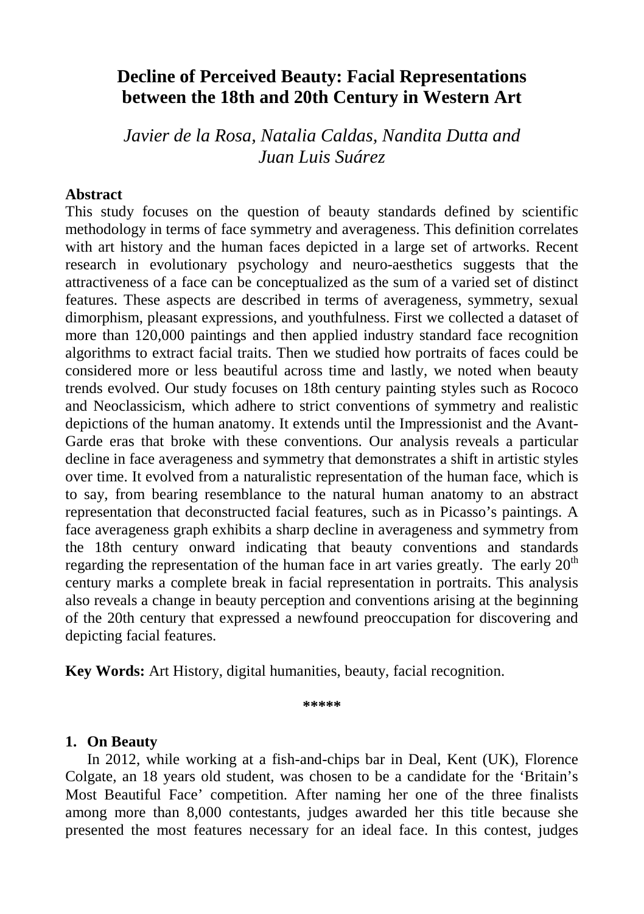# Decline of Perceived Beauty: Facial Representations between the 18th and 20th Century in Western Art

*Javier de la Rosa, Natalia Caldas, Nandita Dutta and Juan Luis Suárez*

**Abstract**

This study focuses on the question of beauty standards defined by scientific methodology in terms of face symmetry and averageness. This definition correlates with art history and the human faces depicted in a large set of artworks. Recent research in evolutionary psychology and neuro-aesthetics suggests that the attractiveness of a face can be conceptualized as the sum of a varied set of distinct features. These aspects are described in terms of averageness, symmetry, sexual dimorphism, pleasant expressions, and youthfulness. First we collected a dataset of more than 120,000 paintings and then applied industry standard face recognition algorithms to extract facial traits. Then we studied how portraits of faces could be considered more or less beautiful across time and lastly, we noted when beauty trends evolved. Our study focuses on 18th century painting styles such as Rococo and Neoclassicism, which adhere to strict conventions of symmetry and realistic depictions of the human anatomy. It extends until the Impressionist and the Avant-Garde eras that broke with these conventions. Our analysis reveals a particular decline in face averageness and symmetry that demonstrates a shift in artistic styles over time. It evolved from a naturalistic representation of the human face, which is to say, from bearing resemblance to the natural human anatomy to an abstract representation that deconstructed facial features, such as in Picasso's paintings. A face averageness graph exhibits a sharp decline in averageness and symmetry from the 18th century onward indicating that beauty conventions and standards regarding the representation of the human face in art varies greatly. The early 20th century marks a complete break in facial representation in portraits. This analysis also reveals a change in beauty perception and conventions arising at the beginning of the 20th century that expressed a newfound preoccupation for discovering and depicting facial features.

**Key Words:** Art History, digital humanities, beauty, facial recognition.

\*\*\*\*\*

## 1. On Beauty

In 2012, while working at a fish-and-chips bar in Deal, Kent (UK), Florence Colgate, an 18 years old student, was chosen to be a candidate for the 'Britain's Most Beautiful Face' competition. After naming her one of the three finalists among more than 8,000 contestants, judges awarded her this title because she presented the most features necessary for an ideal face. In this contest, judges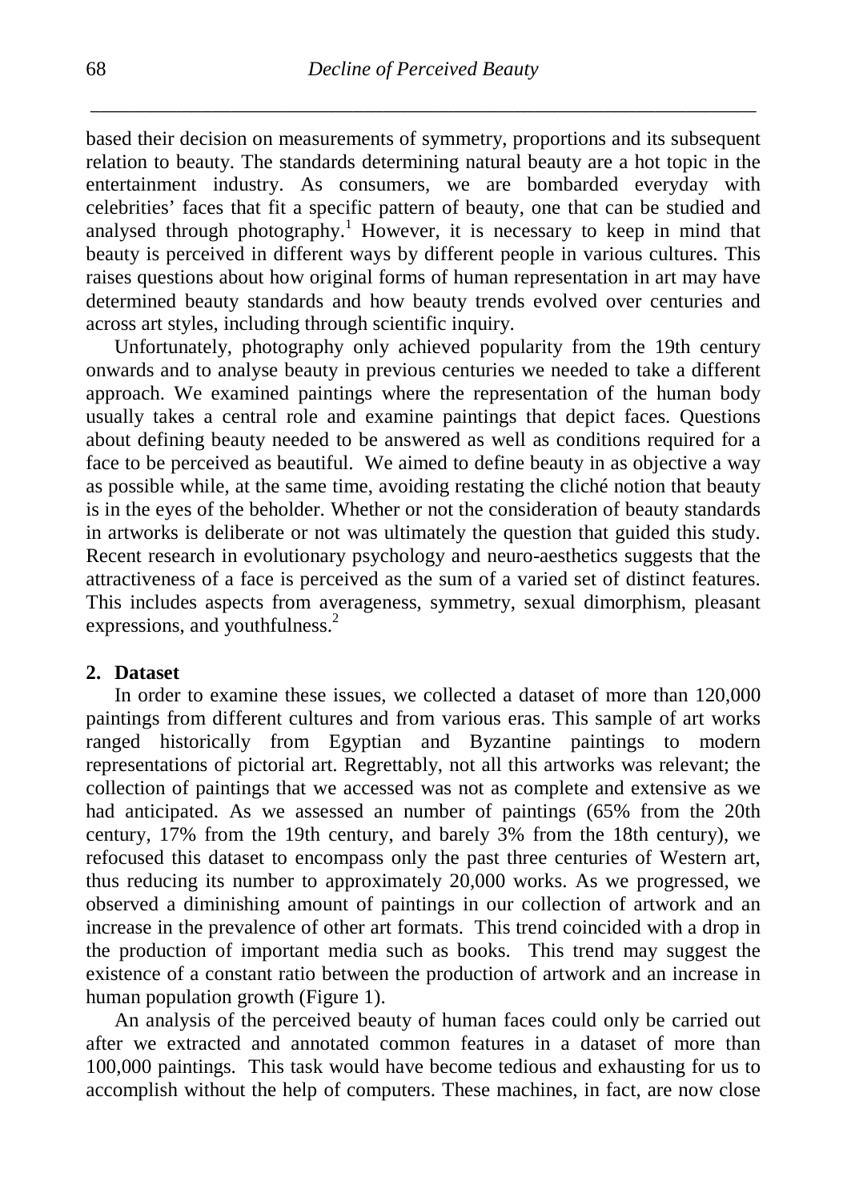based their decision on measurements of symmetry, proportions and its subsequent relation to beauty. The standards determining natural beauty are a hot topic in the entertainment industry. As consumers, we are bombarded everyday with celebrities' faces that fit a specific pattern of beauty, one that can be studied and analysed through photography.[1] However, it is necessary to keep in mind that beauty is perceived in different ways by different people in various cultures. This raises questions about how original forms of human representation in art may have determined beauty standards and how beauty trends evolved over centuries and across art styles, including through scientific inquiry.

Unfortunately, photography only achieved popularity from the 19th century onwards and to analyse beauty in previous centuries we needed to take a different approach. We examined paintings where the representation of the human body usually takes a central role and examine paintings that depict faces. Questions about defining beauty needed to be answered as well as conditions required for a face to be perceived as beautiful. We aimed to define beauty in as objective a way as possible while, at the same time, avoiding restating the cliché notion that beauty is in the eyes of the beholder. Whether or not the consideration of beauty standards in artworks is deliberate or not was ultimately the question that guided this study. Recent research in evolutionary psychology and neuro-aesthetics suggests that the attractiveness of a face is perceived as the sum of a varied set of distinct features. This includes aspects from averageness, symmetry, sexual dimorphism, pleasant expressions, and youthfulness.[2]

## 2. Dataset

In order to examine these issues, we collected a dataset of more than 120,000 paintings from different cultures and from various eras. This sample of art works ranged historically from Egyptian and Byzantine paintings to modern representations of pictorial art. Regrettably, not all this artworks was relevant; the collection of paintings that we accessed was not as complete and extensive as we had anticipated. As we assessed an number of paintings (65% from the 20th century, 17% from the 19th century, and barely 3% from the 18th century), we refocused this dataset to encompass only the past three centuries of Western art, thus reducing its number to approximately 20,000 works. As we progressed, we observed a diminishing amount of paintings in our collection of artwork and an increase in the prevalence of other art formats. This trend coincided with a drop in the production of important media such as books. This trend may suggest the existence of a constant ratio between the production of artwork and an increase in human population growth (Figure 1).

An analysis of the perceived beauty of human faces could only be carried out after we extracted and annotated common features in a dataset of more than 100,000 paintings. This task would have become tedious and exhausting for us to accomplish without the help of computers. These machines, in fact, are now close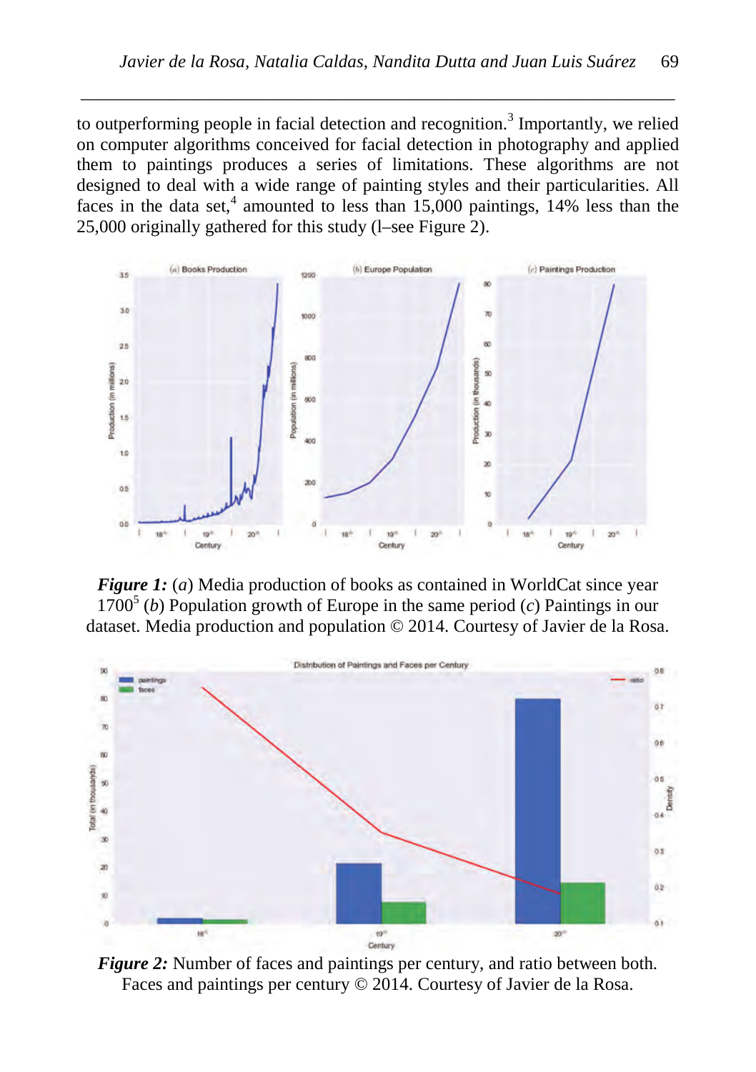to outperforming people in facial detection and recognition.[3] Importantly, we relied on computer algorithms conceived for facial detection in photography and applied them to paintings produces a series of limitations. These algorithms are not designed to deal with a wide range of painting styles and their particularities. All faces in the data set,[4] amounted to less than 15,000 paintings, 14% less than the 25,000 originally gathered for this study (l–see Figure 2).

***Figure 1:*** (*a*) Media production of books as contained in WorldCat since year 1700[5] (*b*) Population growth of Europe in the same period (*c*) Paintings in our dataset. Media production and population © 2014. Courtesy of Javier de la Rosa.

***Figure 2:*** Number of faces and paintings per century, and ratio between both. Faces and paintings per century © 2014. Courtesy of Javier de la Rosa.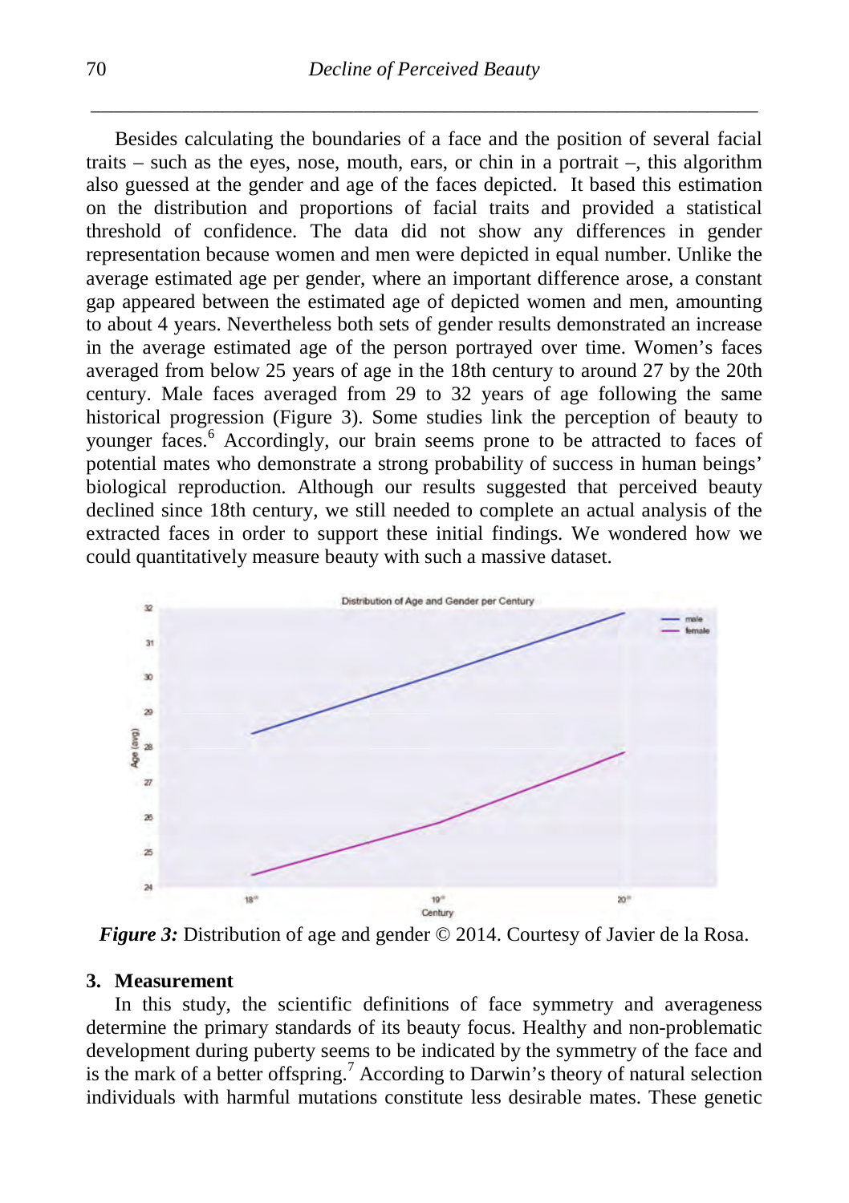Besides calculating the boundaries of a face and the position of several facial traits – such as the eyes, nose, mouth, ears, or chin in a portrait –, this algorithm also guessed at the gender and age of the faces depicted. It based this estimation on the distribution and proportions of facial traits and provided a statistical threshold of confidence. The data did not show any differences in gender representation because women and men were depicted in equal number. Unlike the average estimated age per gender, where an important difference arose, a constant gap appeared between the estimated age of depicted women and men, amounting to about 4 years. Nevertheless both sets of gender results demonstrated an increase in the average estimated age of the person portrayed over time. Women's faces averaged from below 25 years of age in the 18th century to around 27 by the 20th century. Male faces averaged from 29 to 32 years of age following the same historical progression (Figure 3). Some studies link the perception of beauty to younger faces.[6] Accordingly, our brain seems prone to be attracted to faces of potential mates who demonstrate a strong probability of success in human beings' biological reproduction. Although our results suggested that perceived beauty declined since 18th century, we still needed to complete an actual analysis of the extracted faces in order to support these initial findings. We wondered how we could quantitatively measure beauty with such a massive dataset.

***Figure 3:*** Distribution of age and gender © 2014. Courtesy of Javier de la Rosa.

## 3. Measurement

In this study, the scientific definitions of face symmetry and averageness determine the primary standards of its beauty focus. Healthy and non-problematic development during puberty seems to be indicated by the symmetry of the face and is the mark of a better offspring.[7] According to Darwin's theory of natural selection individuals with harmful mutations constitute less desirable mates. These genetic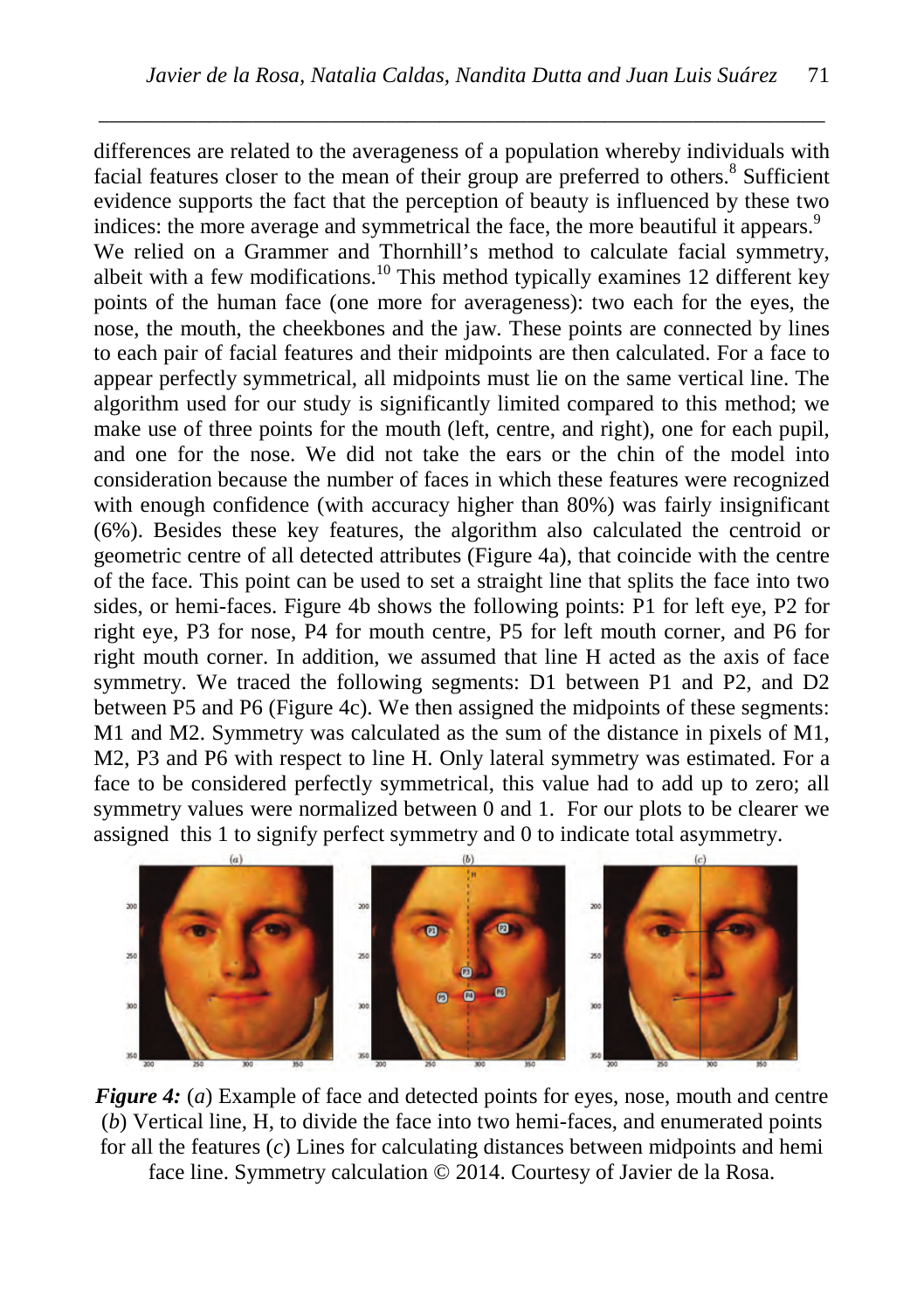differences are related to the averageness of a population whereby individuals with facial features closer to the mean of their group are preferred to others.[8] Sufficient evidence supports the fact that the perception of beauty is influenced by these two indices: the more average and symmetrical the face, the more beautiful it appears.[9] We relied on a Grammer and Thornhill's method to calculate facial symmetry, albeit with a few modifications.[10] This method typically examines 12 different key points of the human face (one more for averageness): two each for the eyes, the nose, the mouth, the cheekbones and the jaw. These points are connected by lines to each pair of facial features and their midpoints are then calculated. For a face to appear perfectly symmetrical, all midpoints must lie on the same vertical line. The algorithm used for our study is significantly limited compared to this method; we make use of three points for the mouth (left, centre, and right), one for each pupil, and one for the nose. We did not take the ears or the chin of the model into consideration because the number of faces in which these features were recognized with enough confidence (with accuracy higher than 80%) was fairly insignificant (6%). Besides these key features, the algorithm also calculated the centroid or geometric centre of all detected attributes (Figure 4a), that coincide with the centre of the face. This point can be used to set a straight line that splits the face into two sides, or hemi-faces. Figure 4b shows the following points: P1 for left eye, P2 for right eye, P3 for nose, P4 for mouth centre, P5 for left mouth corner, and P6 for right mouth corner. In addition, we assumed that line H acted as the axis of face symmetry. We traced the following segments: D1 between P1 and P2, and D2 between P5 and P6 (Figure 4c). We then assigned the midpoints of these segments: M1 and M2. Symmetry was calculated as the sum of the distance in pixels of M1, M2, P3 and P6 with respect to line H. Only lateral symmetry was estimated. For a face to be considered perfectly symmetrical, this value had to add up to zero; all symmetry values were normalized between 0 and 1. For our plots to be clearer we assigned this 1 to signify perfect symmetry and 0 to indicate total asymmetry.

***Figure 4:*** (*a*) Example of face and detected points for eyes, nose, mouth and centre (*b*) Vertical line, H, to divide the face into two hemi-faces, and enumerated points for all the features (*c*) Lines for calculating distances between midpoints and hemi face line. Symmetry calculation © 2014. Courtesy of Javier de la Rosa.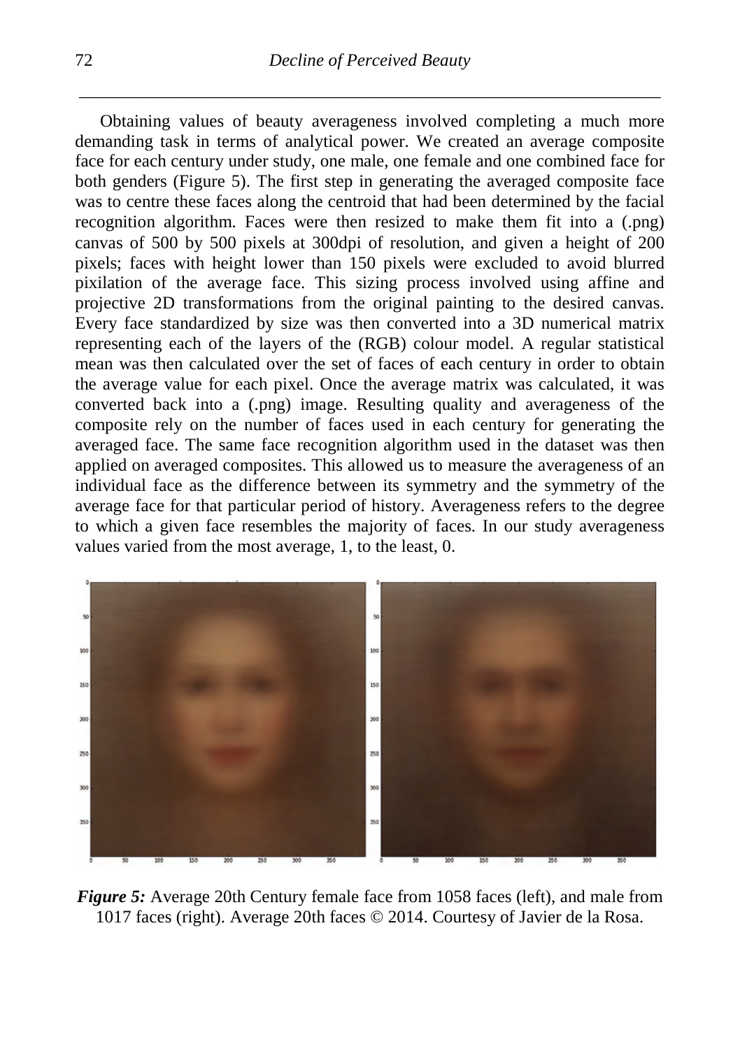Obtaining values of beauty averageness involved completing a much more demanding task in terms of analytical power. We created an average composite face for each century under study, one male, one female and one combined face for both genders (Figure 5). The first step in generating the averaged composite face was to centre these faces along the centroid that had been determined by the facial recognition algorithm. Faces were then resized to make them fit into a (.png) canvas of 500 by 500 pixels at 300dpi of resolution, and given a height of 200 pixels; faces with height lower than 150 pixels were excluded to avoid blurred pixilation of the average face. This sizing process involved using affine and projective 2D transformations from the original painting to the desired canvas. Every face standardized by size was then converted into a 3D numerical matrix representing each of the layers of the (RGB) colour model. A regular statistical mean was then calculated over the set of faces of each century in order to obtain the average value for each pixel. Once the average matrix was calculated, it was converted back into a (.png) image. Resulting quality and averageness of the composite rely on the number of faces used in each century for generating the averaged face. The same face recognition algorithm used in the dataset was then applied on averaged composites. This allowed us to measure the averageness of an individual face as the difference between its symmetry and the symmetry of the average face for that particular period of history. Averageness refers to the degree to which a given face resembles the majority of faces. In our study averageness values varied from the most average, 1, to the least, 0.

***Figure 5:*** Average 20th Century female face from 1058 faces (left), and male from 1017 faces (right). Average 20th faces © 2014. Courtesy of Javier de la Rosa.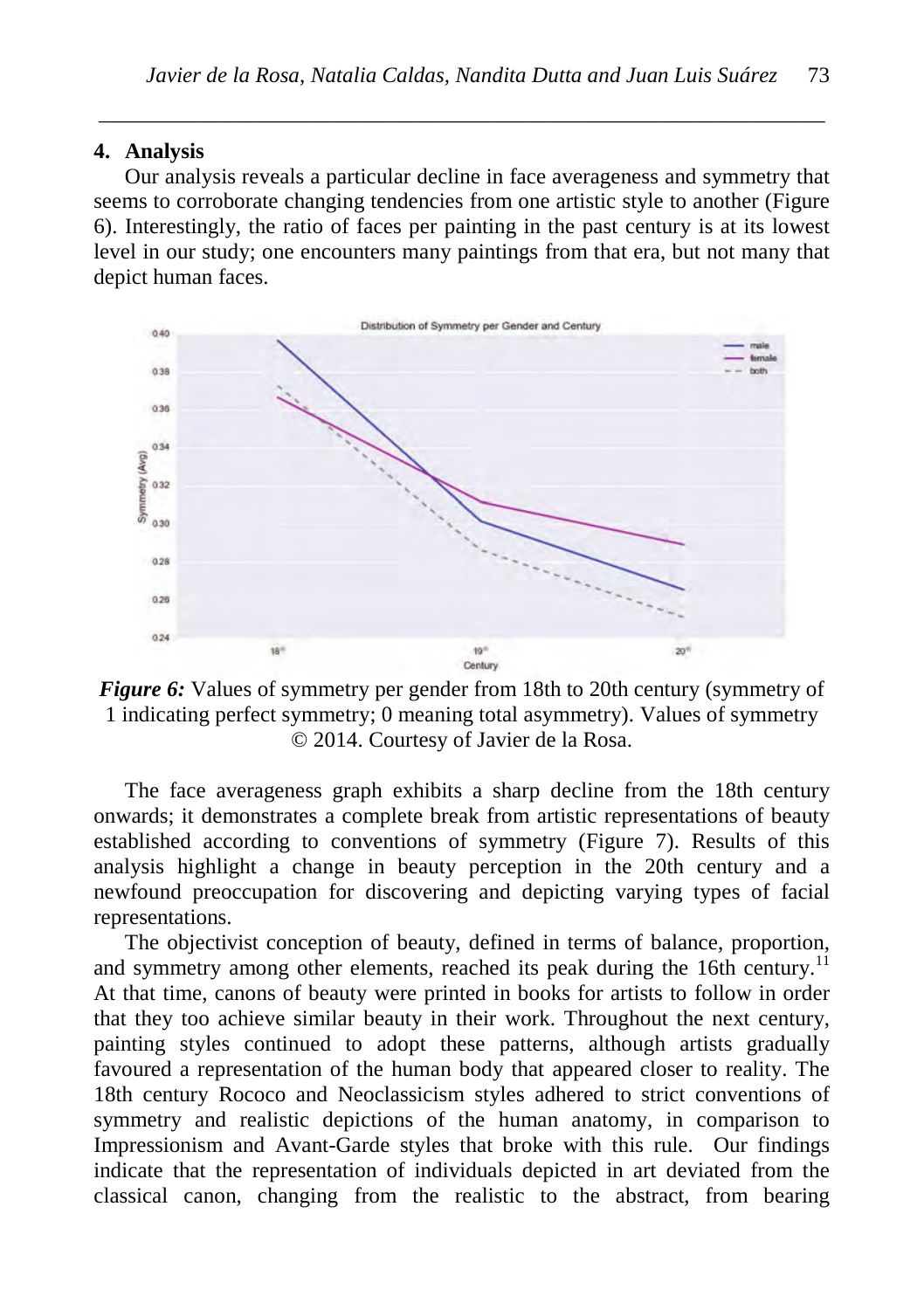## 4. Analysis

Our analysis reveals a particular decline in face averageness and symmetry that seems to corroborate changing tendencies from one artistic style to another (Figure 6). Interestingly, the ratio of faces per painting in the past century is at its lowest level in our study; one encounters many paintings from that era, but not many that depict human faces.

***Figure 6:*** Values of symmetry per gender from 18th to 20th century (symmetry of 1 indicating perfect symmetry; 0 meaning total asymmetry). Values of symmetry © 2014. Courtesy of Javier de la Rosa.

The face averageness graph exhibits a sharp decline from the 18th century onwards; it demonstrates a complete break from artistic representations of beauty established according to conventions of symmetry (Figure 7). Results of this analysis highlight a change in beauty perception in the 20th century and a newfound preoccupation for discovering and depicting varying types of facial representations.

The objectivist conception of beauty, defined in terms of balance, proportion, and symmetry among other elements, reached its peak during the 16th century.[11] At that time, canons of beauty were printed in books for artists to follow in order that they too achieve similar beauty in their work. Throughout the next century, painting styles continued to adopt these patterns, although artists gradually favoured a representation of the human body that appeared closer to reality. The 18th century Rococo and Neoclassicism styles adhered to strict conventions of symmetry and realistic depictions of the human anatomy, in comparison to Impressionism and Avant-Garde styles that broke with this rule. Our findings indicate that the representation of individuals depicted in art deviated from the classical canon, changing from the realistic to the abstract, from bearing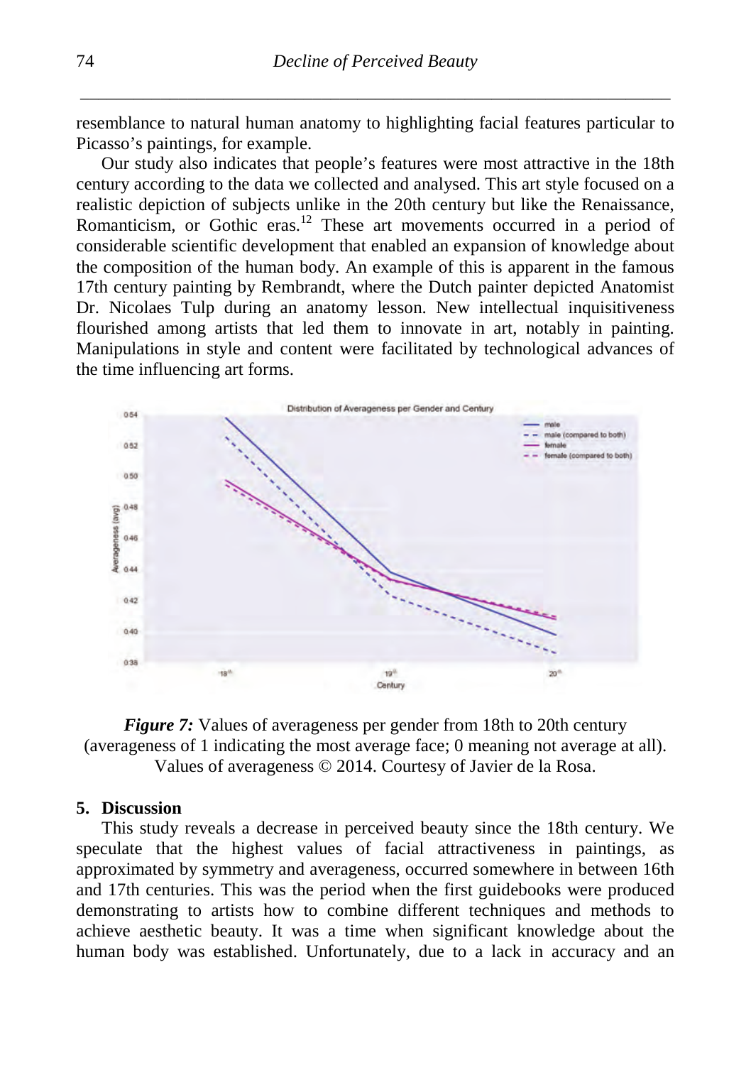resemblance to natural human anatomy to highlighting facial features particular to Picasso's paintings, for example.

Our study also indicates that people's features were most attractive in the 18th century according to the data we collected and analysed. This art style focused on a realistic depiction of subjects unlike in the 20th century but like the Renaissance, Romanticism, or Gothic eras.[12] These art movements occurred in a period of considerable scientific development that enabled an expansion of knowledge about the composition of the human body. An example of this is apparent in the famous 17th century painting by Rembrandt, where the Dutch painter depicted Anatomist Dr. Nicolaes Tulp during an anatomy lesson. New intellectual inquisitiveness flourished among artists that led them to innovate in art, notably in painting. Manipulations in style and content were facilitated by technological advances of the time influencing art forms.

***Figure 7:*** Values of averageness per gender from 18th to 20th century (averageness of 1 indicating the most average face; 0 meaning not average at all). Values of averageness © 2014. Courtesy of Javier de la Rosa.

## 5. Discussion

This study reveals a decrease in perceived beauty since the 18th century. We speculate that the highest values of facial attractiveness in paintings, as approximated by symmetry and averageness, occurred somewhere in between 16th and 17th centuries. This was the period when the first guidebooks were produced demonstrating to artists how to combine different techniques and methods to achieve aesthetic beauty. It was a time when significant knowledge about the human body was established. Unfortunately, due to a lack in accuracy and an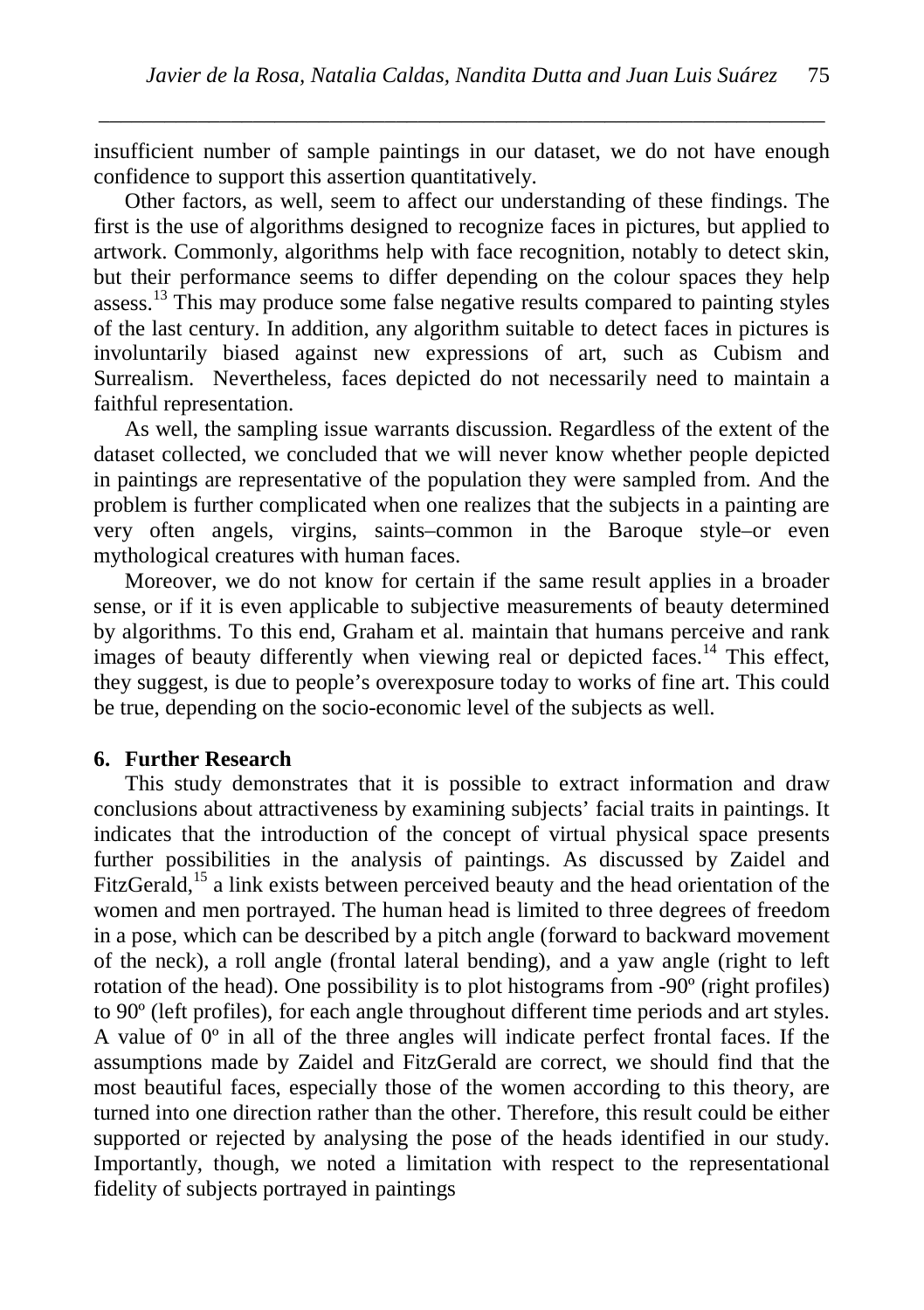insufficient number of sample paintings in our dataset, we do not have enough confidence to support this assertion quantitatively.

Other factors, as well, seem to affect our understanding of these findings. The first is the use of algorithms designed to recognize faces in pictures, but applied to artwork. Commonly, algorithms help with face recognition, notably to detect skin, but their performance seems to differ depending on the colour spaces they help assess.[13] This may produce some false negative results compared to painting styles of the last century. In addition, any algorithm suitable to detect faces in pictures is involuntarily biased against new expressions of art, such as Cubism and Surrealism. Nevertheless, faces depicted do not necessarily need to maintain a faithful representation.

As well, the sampling issue warrants discussion. Regardless of the extent of the dataset collected, we concluded that we will never know whether people depicted in paintings are representative of the population they were sampled from. And the problem is further complicated when one realizes that the subjects in a painting are very often angels, virgins, saints–common in the Baroque style–or even mythological creatures with human faces.

Moreover, we do not know for certain if the same result applies in a broader sense, or if it is even applicable to subjective measurements of beauty determined by algorithms. To this end, Graham et al. maintain that humans perceive and rank images of beauty differently when viewing real or depicted faces.[14] This effect, they suggest, is due to people's overexposure today to works of fine art. This could be true, depending on the socio-economic level of the subjects as well.

## 6. Further Research

This study demonstrates that it is possible to extract information and draw conclusions about attractiveness by examining subjects' facial traits in paintings. It indicates that the introduction of the concept of virtual physical space presents further possibilities in the analysis of paintings. As discussed by Zaidel and FitzGerald,[15] a link exists between perceived beauty and the head orientation of the women and men portrayed. The human head is limited to three degrees of freedom in a pose, which can be described by a pitch angle (forward to backward movement of the neck), a roll angle (frontal lateral bending), and a yaw angle (right to left rotation of the head). One possibility is to plot histograms from -90º (right profiles) to 90º (left profiles), for each angle throughout different time periods and art styles. A value of 0º in all of the three angles will indicate perfect frontal faces. If the assumptions made by Zaidel and FitzGerald are correct, we should find that the most beautiful faces, especially those of the women according to this theory, are turned into one direction rather than the other. Therefore, this result could be either supported or rejected by analysing the pose of the heads identified in our study. Importantly, though, we noted a limitation with respect to the representational fidelity of subjects portrayed in paintings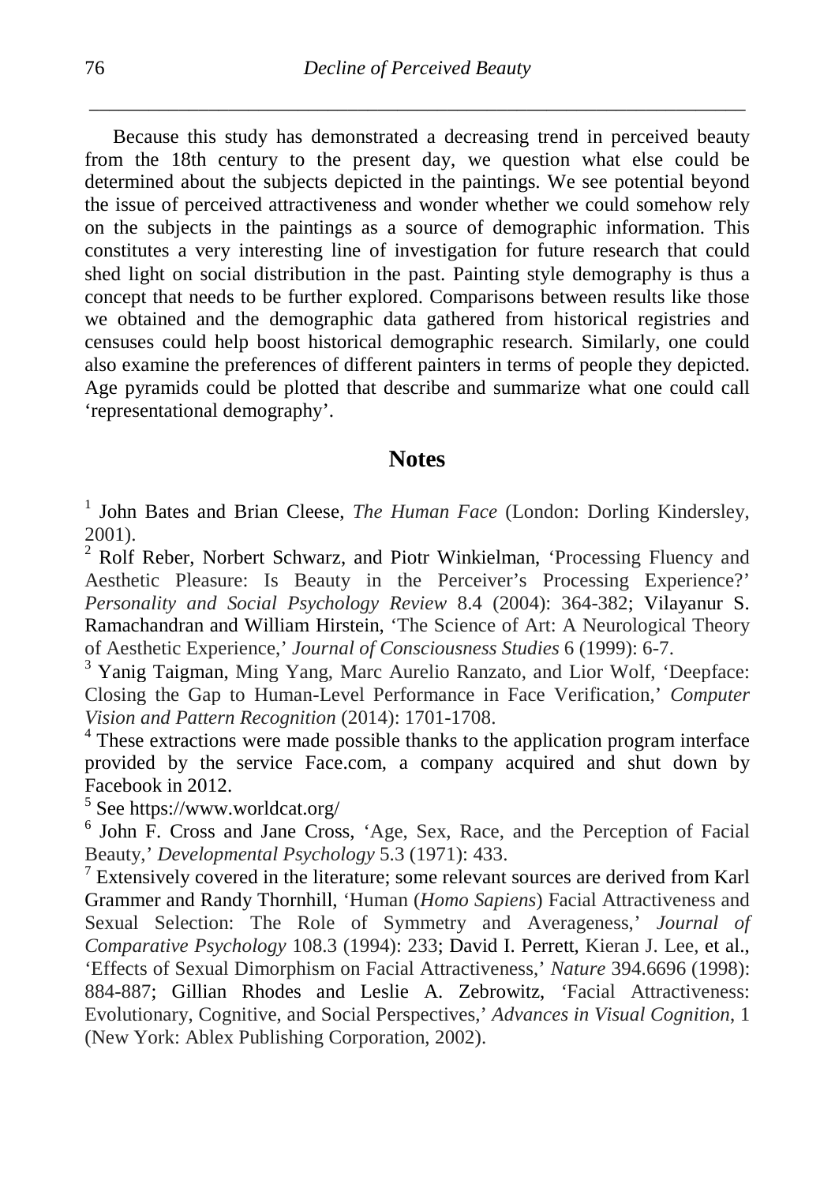Because this study has demonstrated a decreasing trend in perceived beauty from the 18th century to the present day, we question what else could be determined about the subjects depicted in the paintings. We see potential beyond the issue of perceived attractiveness and wonder whether we could somehow rely on the subjects in the paintings as a source of demographic information. This constitutes a very interesting line of investigation for future research that could shed light on social distribution in the past. Painting style demography is thus a concept that needs to be further explored. Comparisons between results like those we obtained and the demographic data gathered from historical registries and censuses could help boost historical demographic research. Similarly, one could also examine the preferences of different painters in terms of people they depicted. Age pyramids could be plotted that describe and summarize what one could call 'representational demography'.

## Notes

[1] John Bates and Brian Cleese, *The Human Face* (London: Dorling Kindersley, 2001).

[2] Rolf Reber, Norbert Schwarz, and Piotr Winkielman, 'Processing Fluency and Aesthetic Pleasure: Is Beauty in the Perceiver's Processing Experience?' *Personality and Social Psychology Review* 8.4 (2004): 364-382; Vilayanur S. Ramachandran and William Hirstein, 'The Science of Art: A Neurological Theory of Aesthetic Experience,' *Journal of Consciousness Studies* 6 (1999): 6-7.

[3] Yanig Taigman, Ming Yang, Marc Aurelio Ranzato, and Lior Wolf, 'Deepface: Closing the Gap to Human-Level Performance in Face Verification,' *Computer Vision and Pattern Recognition* (2014): 1701-1708.

[4] These extractions were made possible thanks to the application program interface provided by the service Face.com, a company acquired and shut down by Facebook in 2012.

[5] See https://www.worldcat.org/

[6] John F. Cross and Jane Cross, 'Age, Sex, Race, and the Perception of Facial Beauty,' *Developmental Psychology* 5.3 (1971): 433.

[7] Extensively covered in the literature; some relevant sources are derived from Karl Grammer and Randy Thornhill, 'Human (*Homo Sapiens*) Facial Attractiveness and Sexual Selection: The Role of Symmetry and Averageness,' *Journal of Comparative Psychology* 108.3 (1994): 233; David I. Perrett, Kieran J. Lee, et al., 'Effects of Sexual Dimorphism on Facial Attractiveness,' *Nature* 394.6696 (1998): 884-887; Gillian Rhodes and Leslie A. Zebrowitz, 'Facial Attractiveness: Evolutionary, Cognitive, and Social Perspectives,' *Advances in Visual Cognition*, 1 (New York: Ablex Publishing Corporation, 2002).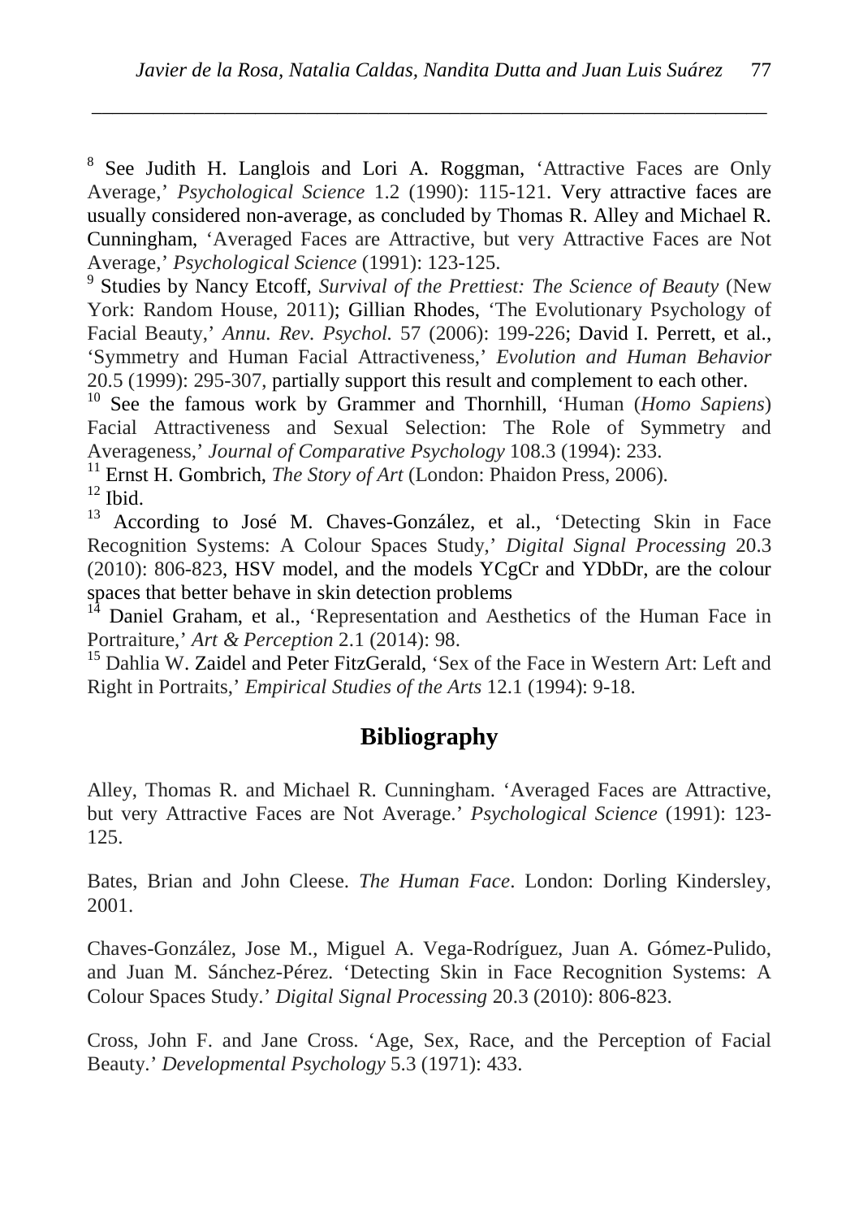[8] See Judith H. Langlois and Lori A. Roggman, 'Attractive Faces are Only Average,' *Psychological Science* 1.2 (1990): 115-121. Very attractive faces are usually considered non-average, as concluded by Thomas R. Alley and Michael R. Cunningham, 'Averaged Faces are Attractive, but very Attractive Faces are Not Average,' *Psychological Science* (1991): 123-125.

[9] Studies by Nancy Etcoff, *Survival of the Prettiest: The Science of Beauty* (New York: Random House, 2011); Gillian Rhodes, 'The Evolutionary Psychology of Facial Beauty,' *Annu. Rev. Psychol.* 57 (2006): 199-226; David I. Perrett, et al., 'Symmetry and Human Facial Attractiveness,' *Evolution and Human Behavior* 20.5 (1999): 295-307, partially support this result and complement to each other.

[10] See the famous work by Grammer and Thornhill, 'Human (*Homo Sapiens*) Facial Attractiveness and Sexual Selection: The Role of Symmetry and Averageness,' *Journal of Comparative Psychology* 108.3 (1994): 233.

[11] Ernst H. Gombrich, *The Story of Art* (London: Phaidon Press, 2006).

[12] Ibid.

[13] According to José M. Chaves-González, et al., 'Detecting Skin in Face Recognition Systems: A Colour Spaces Study,' *Digital Signal Processing* 20.3 (2010): 806-823, HSV model, and the models YCgCr and YDbDr, are the colour spaces that better behave in skin detection problems

[14] Daniel Graham, et al., 'Representation and Aesthetics of the Human Face in Portraiture,' *Art & Perception* 2.1 (2014): 98.

[15] Dahlia W. Zaidel and Peter FitzGerald, 'Sex of the Face in Western Art: Left and Right in Portraits,' *Empirical Studies of the Arts* 12.1 (1994): 9-18.

## Bibliography

Alley, Thomas R. and Michael R. Cunningham. 'Averaged Faces are Attractive, but very Attractive Faces are Not Average.' *Psychological Science* (1991): 123-125.

Bates, Brian and John Cleese. *The Human Face*. London: Dorling Kindersley, 2001.

Chaves-González, Jose M., Miguel A. Vega-Rodríguez, Juan A. Gómez-Pulido, and Juan M. Sánchez-Pérez. 'Detecting Skin in Face Recognition Systems: A Colour Spaces Study.' *Digital Signal Processing* 20.3 (2010): 806-823.

Cross, John F. and Jane Cross. 'Age, Sex, Race, and the Perception of Facial Beauty.' *Developmental Psychology* 5.3 (1971): 433.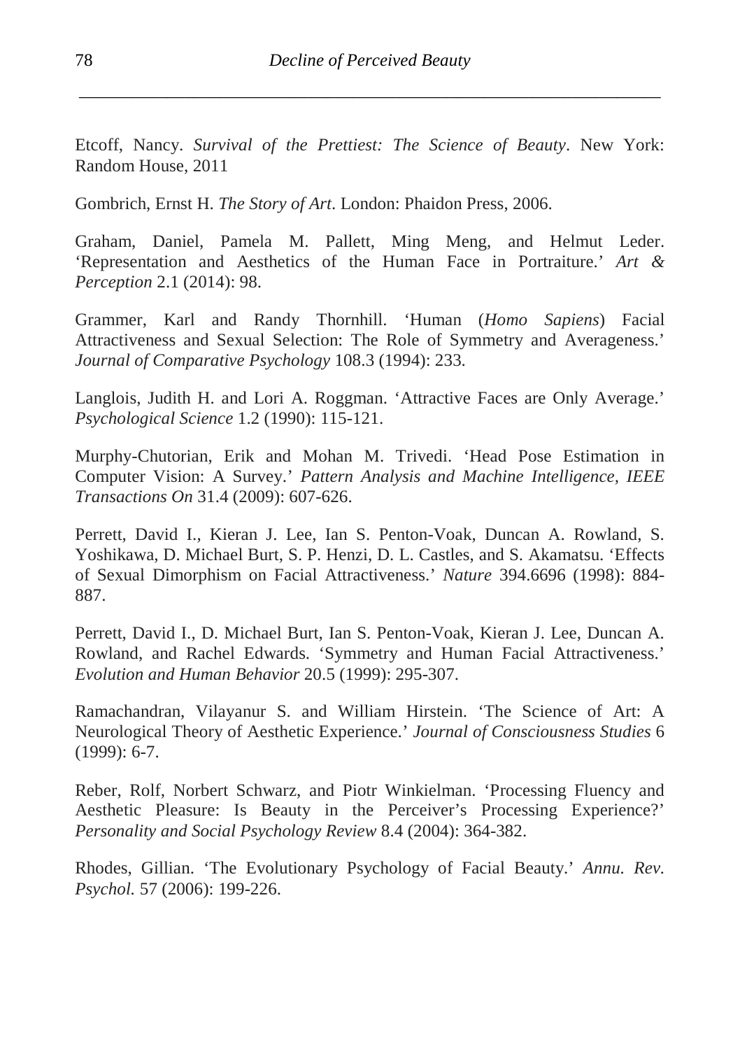Etcoff, Nancy. *Survival of the Prettiest: The Science of Beauty*. New York: Random House, 2011

Gombrich, Ernst H. *The Story of Art*. London: Phaidon Press, 2006.

Graham, Daniel, Pamela M. Pallett, Ming Meng, and Helmut Leder. 'Representation and Aesthetics of the Human Face in Portraiture.' *Art & Perception* 2.1 (2014): 98.

Grammer, Karl and Randy Thornhill. 'Human (*Homo Sapiens*) Facial Attractiveness and Sexual Selection: The Role of Symmetry and Averageness.' *Journal of Comparative Psychology* 108.3 (1994): 233.

Langlois, Judith H. and Lori A. Roggman. 'Attractive Faces are Only Average.' *Psychological Science* 1.2 (1990): 115-121.

Murphy-Chutorian, Erik and Mohan M. Trivedi. 'Head Pose Estimation in Computer Vision: A Survey.' *Pattern Analysis and Machine Intelligence, IEEE Transactions On* 31.4 (2009): 607-626.

Perrett, David I., Kieran J. Lee, Ian S. Penton-Voak, Duncan A. Rowland, S. Yoshikawa, D. Michael Burt, S. P. Henzi, D. L. Castles, and S. Akamatsu. 'Effects of Sexual Dimorphism on Facial Attractiveness.' *Nature* 394.6696 (1998): 884-887.

Perrett, David I., D. Michael Burt, Ian S. Penton-Voak, Kieran J. Lee, Duncan A. Rowland, and Rachel Edwards. 'Symmetry and Human Facial Attractiveness.' *Evolution and Human Behavior* 20.5 (1999): 295-307.

Ramachandran, Vilayanur S. and William Hirstein. 'The Science of Art: A Neurological Theory of Aesthetic Experience.' *Journal of Consciousness Studies* 6 (1999): 6-7.

Reber, Rolf, Norbert Schwarz, and Piotr Winkielman. 'Processing Fluency and Aesthetic Pleasure: Is Beauty in the Perceiver's Processing Experience?' *Personality and Social Psychology Review* 8.4 (2004): 364-382.

Rhodes, Gillian. 'The Evolutionary Psychology of Facial Beauty.' *Annu. Rev. Psychol.* 57 (2006): 199-226.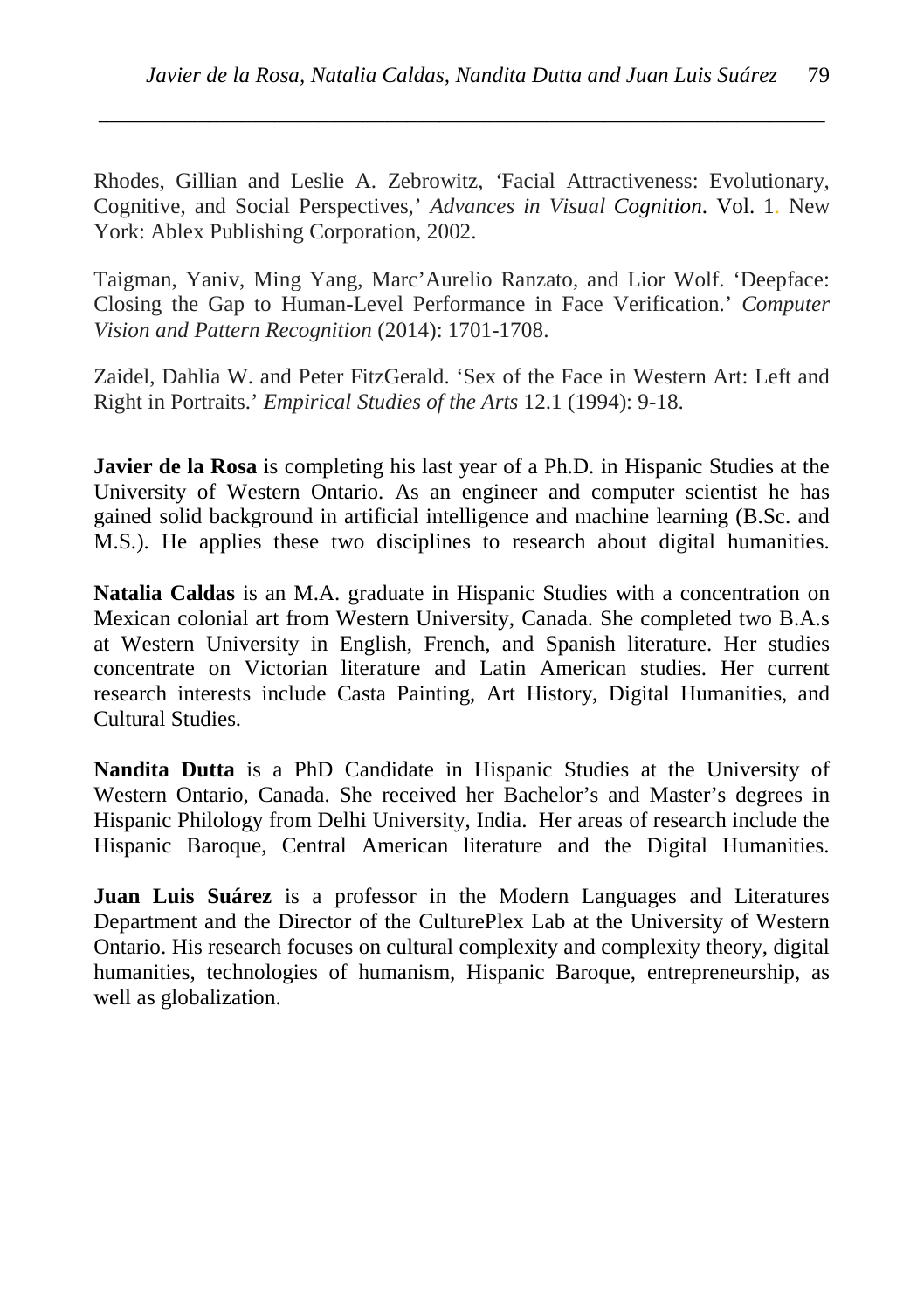Rhodes, Gillian and Leslie A. Zebrowitz, 'Facial Attractiveness: Evolutionary, Cognitive, and Social Perspectives,' *Advances in Visual Cognition*. Vol. 1. New York: Ablex Publishing Corporation, 2002.

Taigman, Yaniv, Ming Yang, Marc'Aurelio Ranzato, and Lior Wolf. 'Deepface: Closing the Gap to Human-Level Performance in Face Verification.' *Computer Vision and Pattern Recognition* (2014): 1701-1708.

Zaidel, Dahlia W. and Peter FitzGerald. 'Sex of the Face in Western Art: Left and Right in Portraits.' *Empirical Studies of the Arts* 12.1 (1994): 9-18.

**Javier de la Rosa** is completing his last year of a Ph.D. in Hispanic Studies at the University of Western Ontario. As an engineer and computer scientist he has gained solid background in artificial intelligence and machine learning (B.Sc. and M.S.). He applies these two disciplines to research about digital humanities.

**Natalia Caldas** is an M.A. graduate in Hispanic Studies with a concentration on Mexican colonial art from Western University, Canada. She completed two B.A.s at Western University in English, French, and Spanish literature. Her studies concentrate on Victorian literature and Latin American studies. Her current research interests include Casta Painting, Art History, Digital Humanities, and Cultural Studies.

**Nandita Dutta** is a PhD Candidate in Hispanic Studies at the University of Western Ontario, Canada. She received her Bachelor's and Master's degrees in Hispanic Philology from Delhi University, India. Her areas of research include the Hispanic Baroque, Central American literature and the Digital Humanities.

**Juan Luis Suárez** is a professor in the Modern Languages and Literatures Department and the Director of the CulturePlex Lab at the University of Western Ontario. His research focuses on cultural complexity and complexity theory, digital humanities, technologies of humanism, Hispanic Baroque, entrepreneurship, as well as globalization.